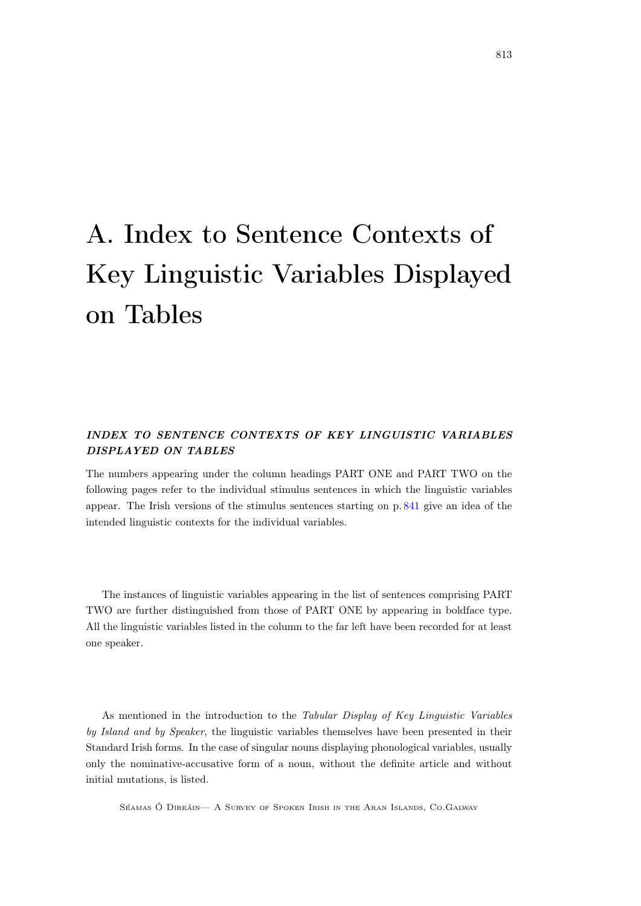# A. Index to Sentence Contexts of Key Linguistic Variables Displayed on Tables

### *INDEX TO SENTENCE CONTEXTS OF KEY LINGUISTIC VARIABLES DISPLAYED ON TABLES*

The numbers appearing under the column headings PART ONE and PART TWO on the following pages refer to the individual stimulus sentences in which the linguistic variables appear. The Irish versions of the stimulus sentences starting on p. 841 give an idea of the intended linguistic contexts for the individual variables.

The instances of linguistic variables appearing in the list of sentences comprising PART TWO are further distinguished from those of PART ONE by appearing in boldface type. All the linguistic variables listed in the column to the far left have been recorded for at least one speaker.

As mentioned in the introduction to the *Tabular Display of Key Linguistic Variables by Island and by Speaker*, the linguistic variables themselves have been presented in their Standard Irish forms. In the case of singular nouns displaying phonological variables, usually only the nominative-accusative form of a noun, without the definite article and without initial mutations, is listed.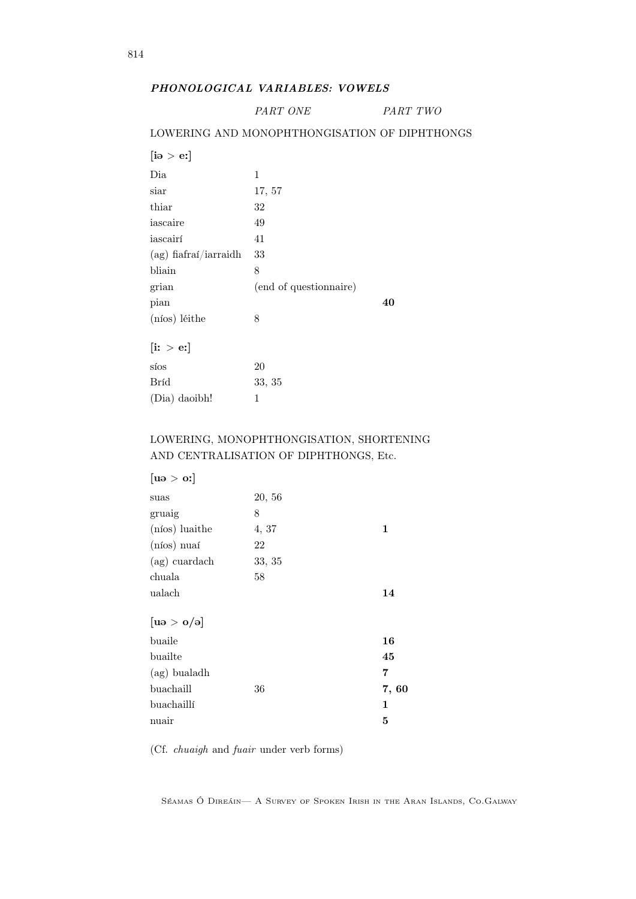### *PHONOLOGICAL VARIABLES: VOWELS*

| | *PART ONE* | *PART TWO* |
|---|---|---|
| LOWERING AND MONOPHTHONGISATION OF DIPHTHONGS | | |
| **[iə > eː]** | | |
| Dia | 1 | |
| siar | 17, 57 | |
| thiar | 32 | |
| iascaire | 49 | |
| iascairí | 41 | |
| (ag) fiafraí/iarraidh | 33 | |
| bliain | 8 | |
| grian | (end of questionnaire) | |
| pian | | **40** |
| (níos) léithe | 8 | |
| **[iː > eː]** | | |
| síos | 20 | |
| Bríd | 33, 35 | |
| (Dia) daoibh! | 1 | |

LOWERING, MONOPHTHONGISATION, SHORTENING AND CENTRALISATION OF DIPHTHONGS, Etc.

| | *PART ONE* | *PART TWO* |
|---|---|---|
| **[uə > oː]** | | |
| suas | 20, 56 | |
| gruaig | 8 | |
| (níos) luaithe | 4, 37 | **1** |
| (níos) nuaí | 22 | |
| (ag) cuardach | 33, 35 | |
| chuala | 58 | |
| ualach | | **14** |
| **[uə > o/ə]** | | |
| buaile | | **16** |
| buailte | | **45** |
| (ag) bualadh | | **7** |
| buachaill | 36 | **7, 60** |
| buachaillí | | **1** |
| nuair | | **5** |

(Cf. *chuaigh* and *fuair* under verb forms)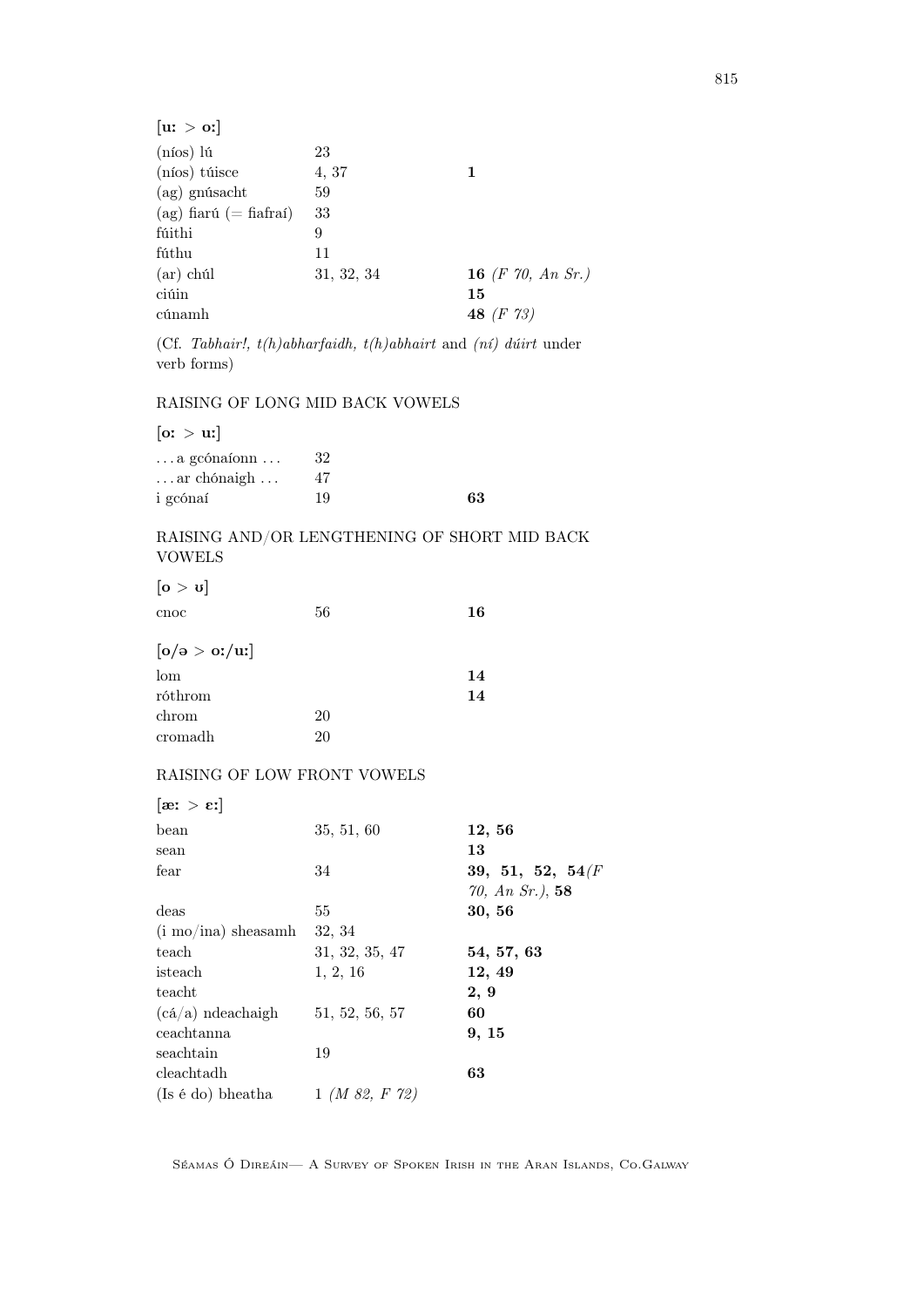**[uː > oː]**

| | | |
|---|---|---|
| (níos) lú | 23 | |
| (níos) túisce | 4, 37 | **1** |
| (ag) gnúsacht | 59 | |
| (ag) fiarú (= fiafraí) | 33 | |
| fúithi | 9 | |
| fúthu | 11 | |
| (ar) chúl | 31, 32, 34 | **16** *(F 70, An Sr.)* |
| ciúin | | **15** |
| cúnamh | | **48** *(F 73)* |

(Cf. *Tabhair!, t(h)abharfaidh, t(h)abhairt* and *(ní) dúirt* under verb forms)

RAISING OF LONG MID BACK VOWELS

**[oː > uː]**

| | | |
|---|---|---|
| ... a gcónaíonn ... | 32 | |
| ... ar chónaigh ... | 47 | |
| i gcónaí | 19 | **63** |

RAISING AND/OR LENGTHENING OF SHORT MID BACK VOWELS

**[o > ʊ]**

| | | |
|---|---|---|
| cnoc | 56 | **16** |

**[o/ə > oː/uː]**

| | | |
|---|---|---|
| lom | | **14** |
| róthrom | | **14** |
| chrom | 20 | |
| cromadh | 20 | |

RAISING OF LOW FRONT VOWELS

**[æː > ɛː]**

| | | |
|---|---|---|
| bean | 35, 51, 60 | **12, 56** |
| sean | | **13** |
| fear | 34 | **39, 51, 52, 54** *(F 70, An Sr.)*, **58** |
| deas | 55 | **30, 56** |
| (i mo/ina) sheasamh | 32, 34 | |
| teach | 31, 32, 35, 47 | **54, 57, 63** |
| isteach | 1, 2, 16 | **12, 49** |
| teacht | | **2, 9** |
| (cá/a) ndeachaigh | 51, 52, 56, 57 | **60** |
| ceachtanna | | **9, 15** |
| seachtain | 19 | |
| cleachtadh | | **63** |
| (Is é do) bheatha | 1 *(M 82, F 72)* | |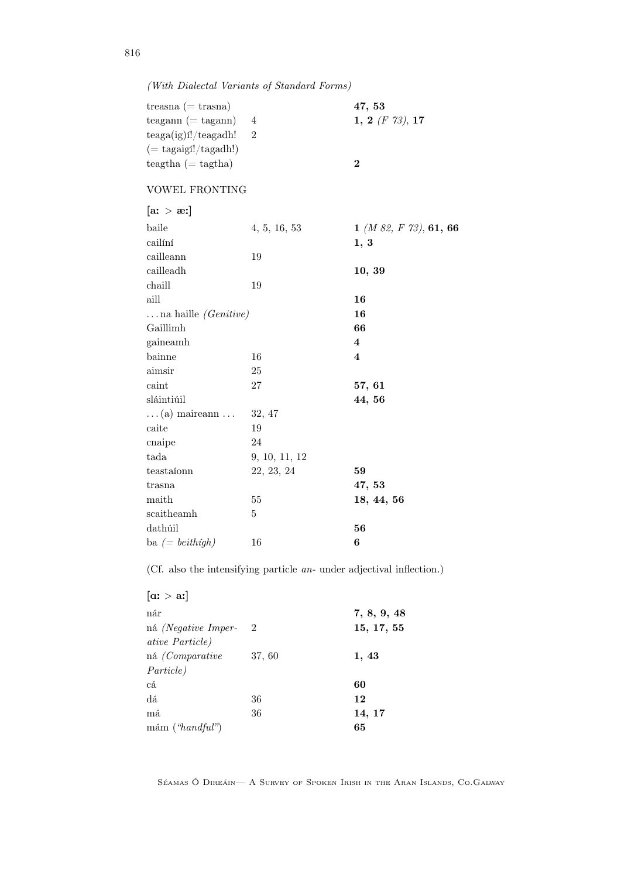*(With Dialectal Variants of Standard Forms)*

| | | |
|---|---|---|
| treasna (= trasna) | | **47, 53** |
| teagann (= tagann) | 4 | **1, 2** *(F 73)*, **17** |
| teaga(ig)í!/teagadh! (= tagaigí!/tagadh!) | 2 | |
| teagtha (= tagtha) | | **2** |

VOWEL FRONTING

**[aː > æː]**

| | | |
|---|---|---|
| baile | 4, 5, 16, 53 | **1** *(M 82, F 73)*, **61, 66** |
| cailíní | | **1, 3** |
| cailleann | 19 | |
| cailleadh | | **10, 39** |
| chaill | 19 | |
| aill | | **16** |
| . . . na haille *(Genitive)* | | **16** |
| Gaillimh | | **66** |
| gaineamh | | **4** |
| bainne | 16 | **4** |
| aimsir | 25 | |
| caint | 27 | **57, 61** |
| sláintiúil | | **44, 56** |
| . . . (a) maireann . . . | 32, 47 | |
| caite | 19 | |
| cnaipe | 24 | |
| tada | 9, 10, 11, 12 | |
| teastaíonn | 22, 23, 24 | **59** |
| trasna | | **47, 53** |
| maith | 55 | **18, 44, 56** |
| scaitheamh | 5 | |
| dathúil | | **56** |
| ba *(= beithígh)* | 16 | **6** |

(Cf. also the intensifying particle *an-* under adjectival inflection.)

**[ɑː > aː]**

| | | |
|---|---|---|
| nár | | **7, 8, 9, 48** |
| ná *(Negative Imperative Particle)* | 2 | **15, 17, 55** |
| ná *(Comparative Particle)* | 37, 60 | **1, 43** |
| cá | | **60** |
| dá | 36 | **12** |
| má | 36 | **14, 17** |
| mám (*"handful"*) | | **65** |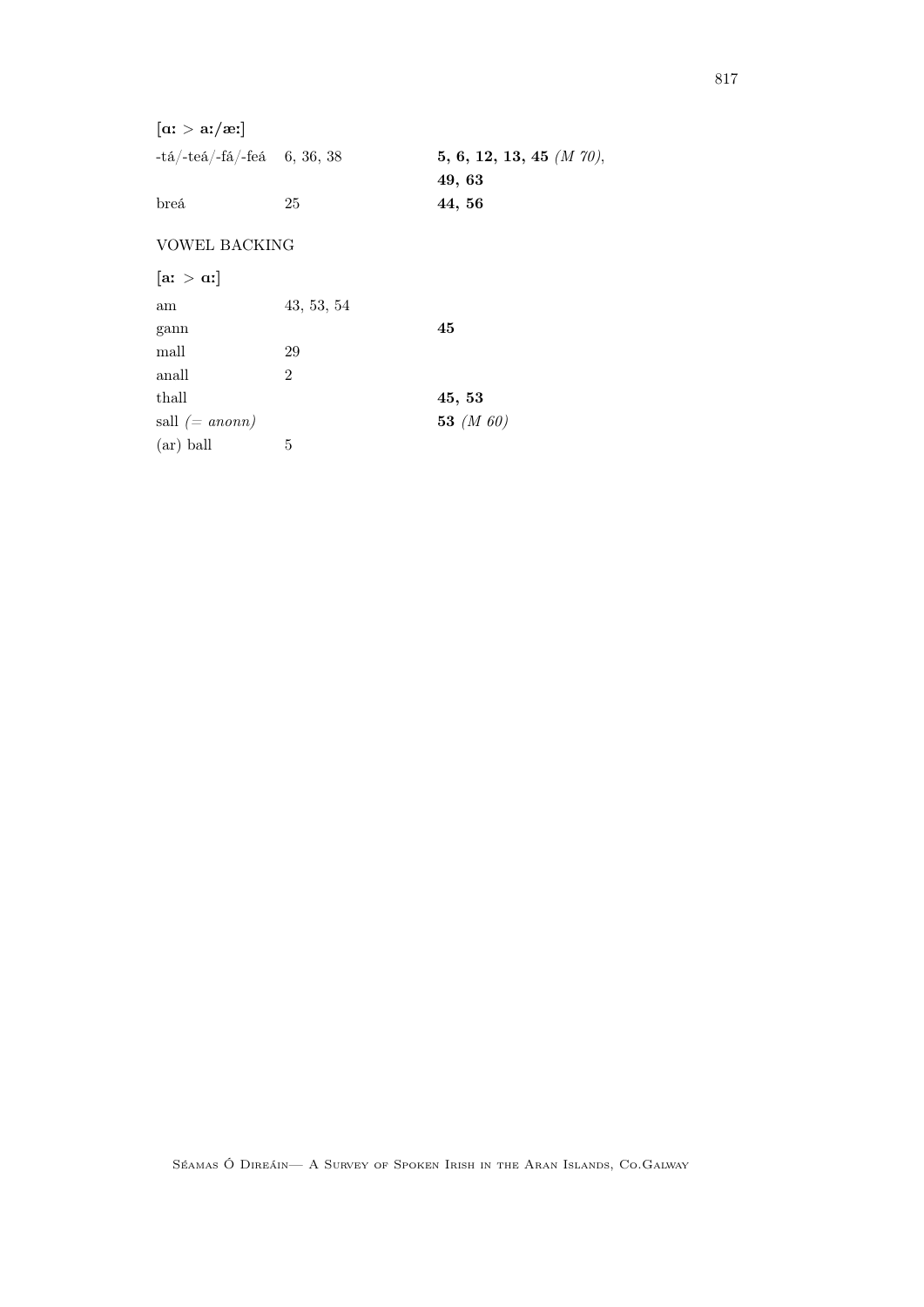**[ɑː > aː/æː]**

| | | |
|---|---|---|
| -tá/-teá/-fá/-feá | 6, 36, 38 | **5, 6, 12, 13, 45** *(M 70)*, **49, 63** |
| breá | 25 | **44, 56** |

VOWEL BACKING

**[aː > ɑː]**

| | | |
|---|---|---|
| am | 43, 53, 54 | |
| gann | | **45** |
| mall | 29 | |
| anall | 2 | |
| thall | | **45, 53** |
| sall *(= anonn)* | | **53** *(M 60)* |
| (ar) ball | 5 | |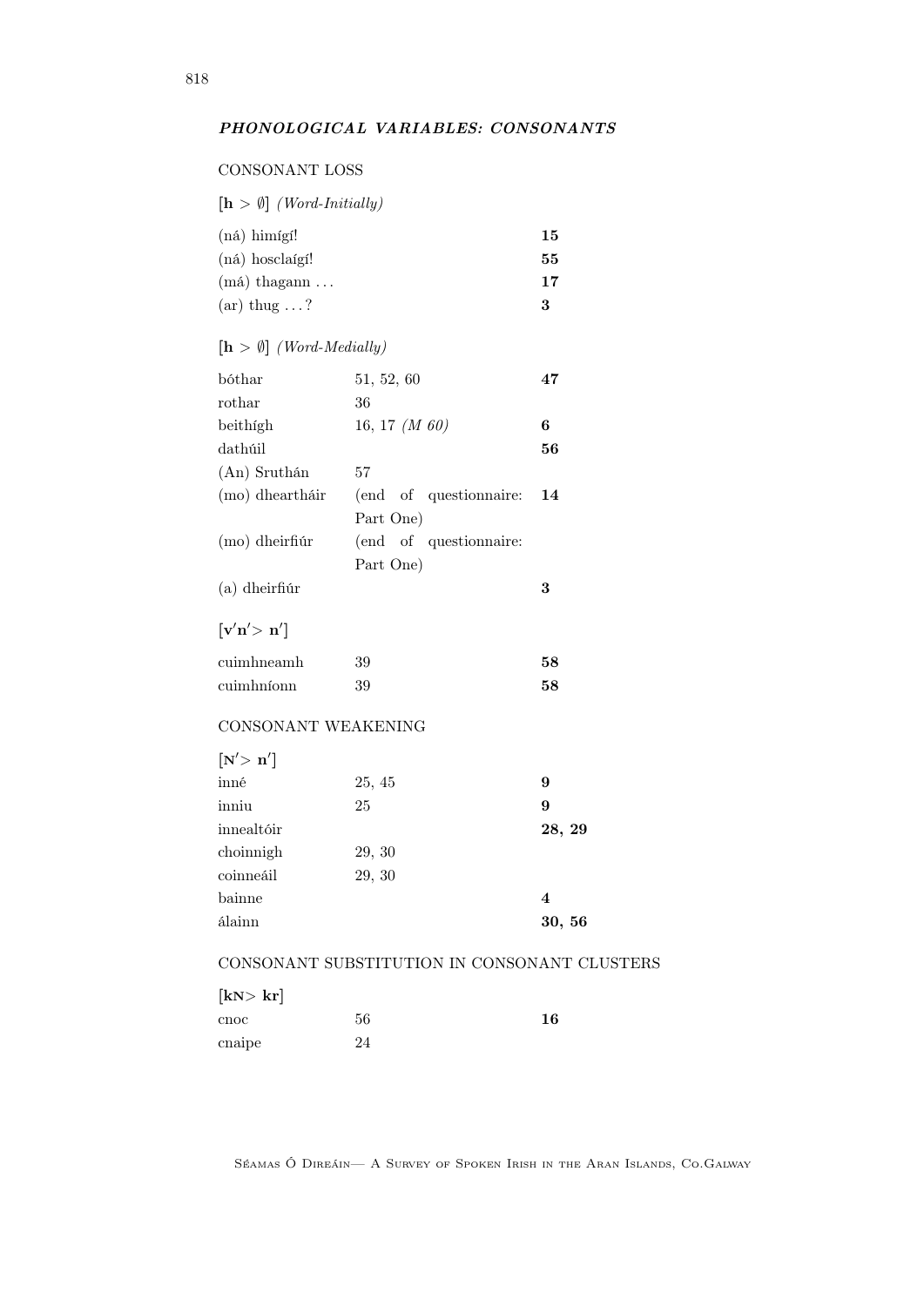## *PHONOLOGICAL VARIABLES: CONSONANTS*

### CONSONANT LOSS

**[h > ∅]** *(Word-Initially)*

| | | |
|---|---|---|
| (ná) himígí! | | **15** |
| (ná) hosclaígí! | | **55** |
| (má) thagann ... | | **17** |
| (ar) thug ...? | | **3** |

**[h > ∅]** *(Word-Medially)*

| | | |
|---|---|---|
| bóthar | 51, 52, 60 | **47** |
| rothar | 36 | |
| beithígh | 16, 17 *(M 60)* | **6** |
| dathúil | | **56** |
| (An) Sruthán | 57 | |
| (mo) dheartháir | (end of questionnaire: Part One) | **14** |
| (mo) dheirfiúr | (end of questionnaire: Part One) | |
| (a) dheirfiúr | | **3** |

**[v′n′> n′]**

| | | |
|---|---|---|
| cuimhneamh | 39 | **58** |
| cuimhníonn | 39 | **58** |

### CONSONANT WEAKENING

**[ɴ′> n′]**

| | | |
|---|---|---|
| inné | 25, 45 | **9** |
| inniu | 25 | **9** |
| innealtóir | | **28, 29** |
| choinnigh | 29, 30 | |
| coinneáil | 29, 30 | |
| bainne | | **4** |
| álainn | | **30, 56** |

### CONSONANT SUBSTITUTION IN CONSONANT CLUSTERS

**[kɴ> kr]**

| | | |
|---|---|---|
| cnoc | 56 | **16** |
| cnaipe | 24 | |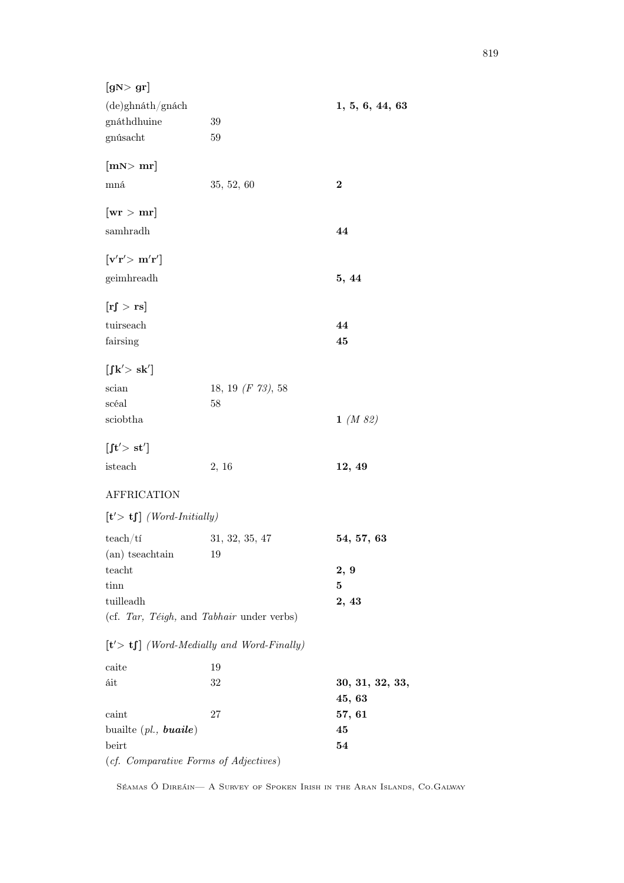**[gɴ> gr]**

| | | |
|---|---|---|
| (de)ghnáth/gnách | | **1, 5, 6, 44, 63** |
| gnáthdhuine | 39 | |
| gnúsacht | 59 | |

**[mɴ> mr]**

| | | |
|---|---|---|
| mná | 35, 52, 60 | **2** |

**[wr > mr]**

| | | |
|---|---|---|
| samhradh | | **44** |

**[v′r′> m′r′]**

| | | |
|---|---|---|
| geimhreadh | | **5, 44** |

**[rʃ > rs]**

| | | |
|---|---|---|
| tuirseach | | **44** |
| fairsing | | **45** |

**[ʃk′> sk′]**

| | | |
|---|---|---|
| scian | 18, 19 *(F 73)*, 58 | |
| scéal | 58 | |
| sciobtha | | **1** *(M 82)* |

**[ʃt′> st′]**

| | | |
|---|---|---|
| isteach | 2, 16 | **12, 49** |

AFFRICATION

**[t′> tʃ]** *(Word-Initially)*

| | | |
|---|---|---|
| teach/tí | 31, 32, 35, 47 | **54, 57, 63** |
| (an) tseachtain | 19 | |
| teacht | | **2, 9** |
| tinn | | **5** |
| tuilleadh | | **2, 43** |

(cf. *Tar, Téigh,* and *Tabhair* under verbs)

**[t′> tʃ]** *(Word-Medially and Word-Finally)*

| | | |
|---|---|---|
| caite | 19 | |
| áit | 32 | **30, 31, 32, 33, 45, 63** |
| caint | 27 | **57, 61** |
| buailte (*pl.,* ***buaile***) | | **45** |
| beirt | | **54** |

(*cf. Comparative Forms of Adjectives*)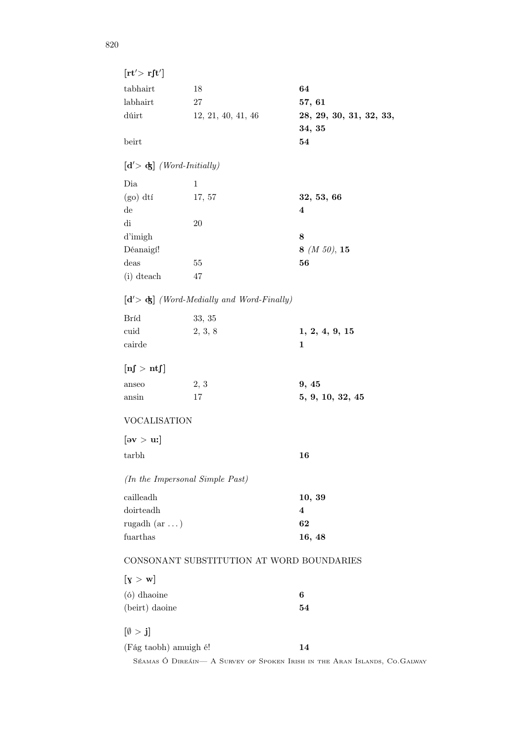**[rt′> rʃt′]**

| | | |
|---|---|---|
| tabhairt | 18 | **64** |
| labhairt | 27 | **57, 61** |
| dúirt | 12, 21, 40, 41, 46 | **28, 29, 30, 31, 32, 33, 34, 35** |
| beirt | | **54** |

**[d′> ʤ]** *(Word-Initially)*

| | | |
|---|---|---|
| Dia | 1 | |
| (go) dtí | 17, 57 | **32, 53, 66** |
| de | | **4** |
| di | 20 | |
| d'imigh | | **8** |
| Déanaigí! | | **8** *(M 50)*, **15** |
| deas | 55 | **56** |
| (i) dteach | 47 | |

**[d′> ʤ]** *(Word-Medially and Word-Finally)*

| | | |
|---|---|---|
| Bríd | 33, 35 | |
| cuid | 2, 3, 8 | **1, 2, 4, 9, 15** |
| cairde | | **1** |

**[nʃ > ntʃ]**

| | | |
|---|---|---|
| anseo | 2, 3 | **9, 45** |
| ansin | 17 | **5, 9, 10, 32, 45** |

VOCALISATION

**[əv > uː]**

| | | |
|---|---|---|
| tarbh | | **16** |

*(In the Impersonal Simple Past)*

| | | |
|---|---|---|
| cailleadh | | **10, 39** |
| doirteadh | | **4** |
| rugadh (ar . . . ) | | **62** |
| fuarthas | | **16, 48** |

CONSONANT SUBSTITUTION AT WORD BOUNDARIES

**[ɣ > w]**

| | | |
|---|---|---|
| (ó) dhaoine | | **6** |
| (beirt) daoine | | **54** |

**[∅ > j]**

| | | |
|---|---|---|
| (Fág taobh) amuigh é! | | **14** |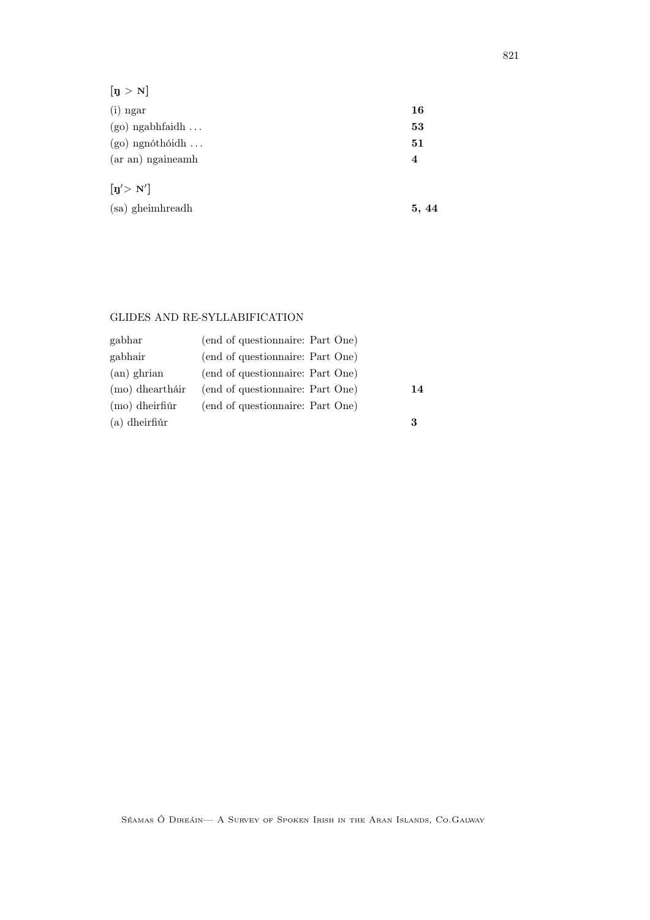[ŋ > ɴ]

| | |
|---|---|
| (i) ngar | **16** |
| (go) ngabhfaidh ... | **53** |
| (go) ngnóthóidh ... | **51** |
| (ar an) ngaineamh | **4** |

[ŋ′> ɴ′]

| | |
|---|---|
| (sa) gheimhreadh | **5, 44** |

GLIDES AND RE-SYLLABIFICATION

| | | |
|---|---|---|
| gabhar | (end of questionnaire: Part One) | |
| gabhair | (end of questionnaire: Part One) | |
| (an) ghrian | (end of questionnaire: Part One) | |
| (mo) dheartháir | (end of questionnaire: Part One) | **14** |
| (mo) dheirfiúr | (end of questionnaire: Part One) | |
| (a) dheirfiúr | | **3** |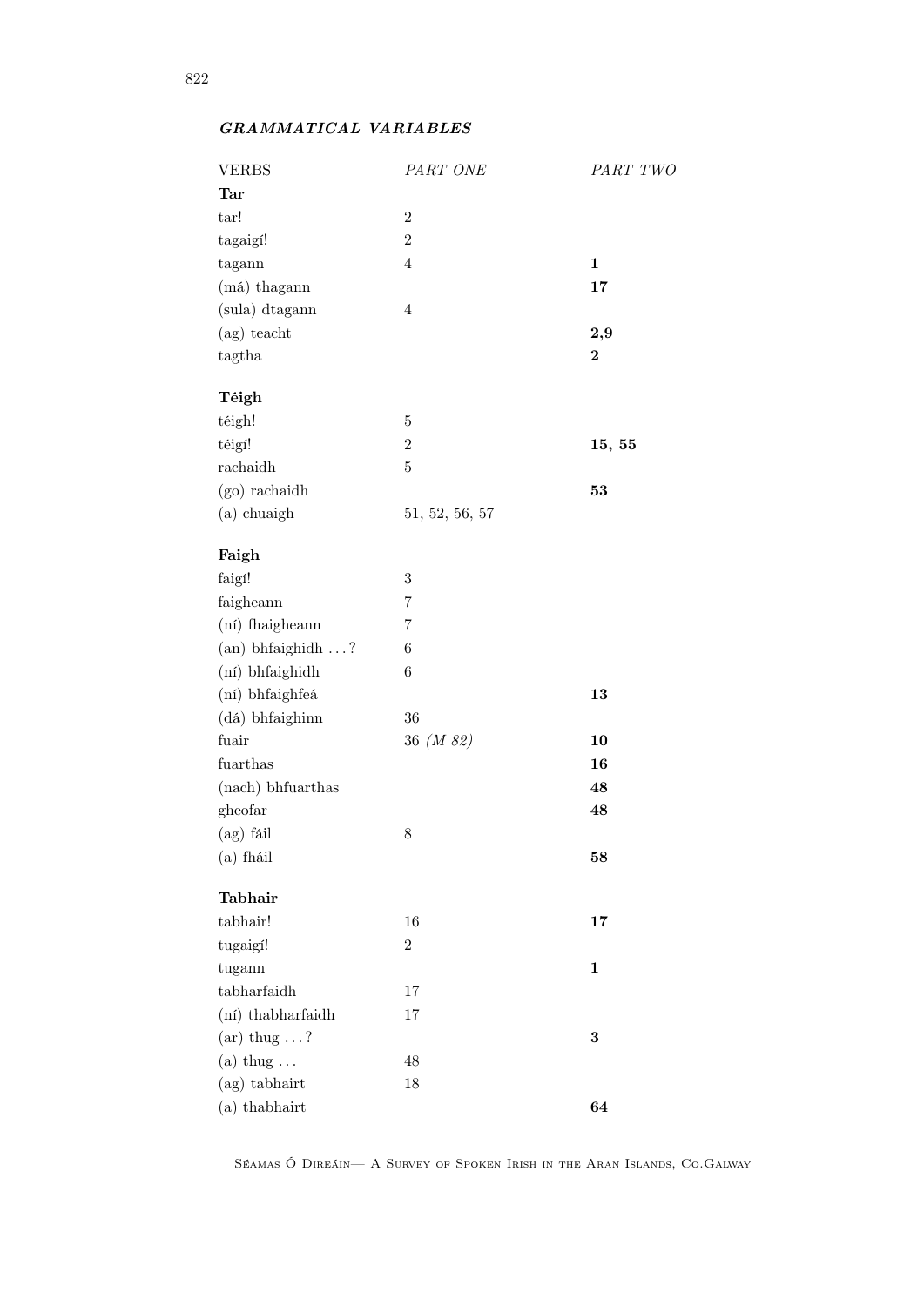***GRAMMATICAL VARIABLES***

| VERBS | *PART ONE* | *PART TWO* |
|---|---|---|
| **Tar** | | |
| tar! | 2 | |
| tagaigí! | 2 | |
| tagann | 4 | **1** |
| (má) thagann | | **17** |
| (sula) dtagann | 4 | |
| (ag) teacht | | **2,9** |
| tagtha | | **2** |
| | | |
| **Téigh** | | |
| téigh! | 5 | |
| téigí! | 2 | **15, 55** |
| rachaidh | 5 | |
| (go) rachaidh | | **53** |
| (a) chuaigh | 51, 52, 56, 57 | |
| | | |
| **Faigh** | | |
| faigí! | 3 | |
| faigheann | 7 | |
| (ní) fhaigheann | 7 | |
| (an) bhfaighidh ...? | 6 | |
| (ní) bhfaighidh | 6 | |
| (ní) bhfaighfeá | | **13** |
| (dá) bhfaighinn | 36 | |
| fuair | 36 *(M 82)* | **10** |
| fuarthas | | **16** |
| (nach) bhfuarthas | | **48** |
| gheofar | | **48** |
| (ag) fáil | 8 | |
| (a) fháil | | **58** |
| | | |
| **Tabhair** | | |
| tabhair! | 16 | **17** |
| tugaigí! | 2 | |
| tugann | | **1** |
| tabharfaidh | 17 | |
| (ní) thabharfaidh | 17 | |
| (ar) thug ...? | | **3** |
| (a) thug ... | 48 | |
| (ag) tabhairt | 18 | |
| (a) thabhairt | | **64** |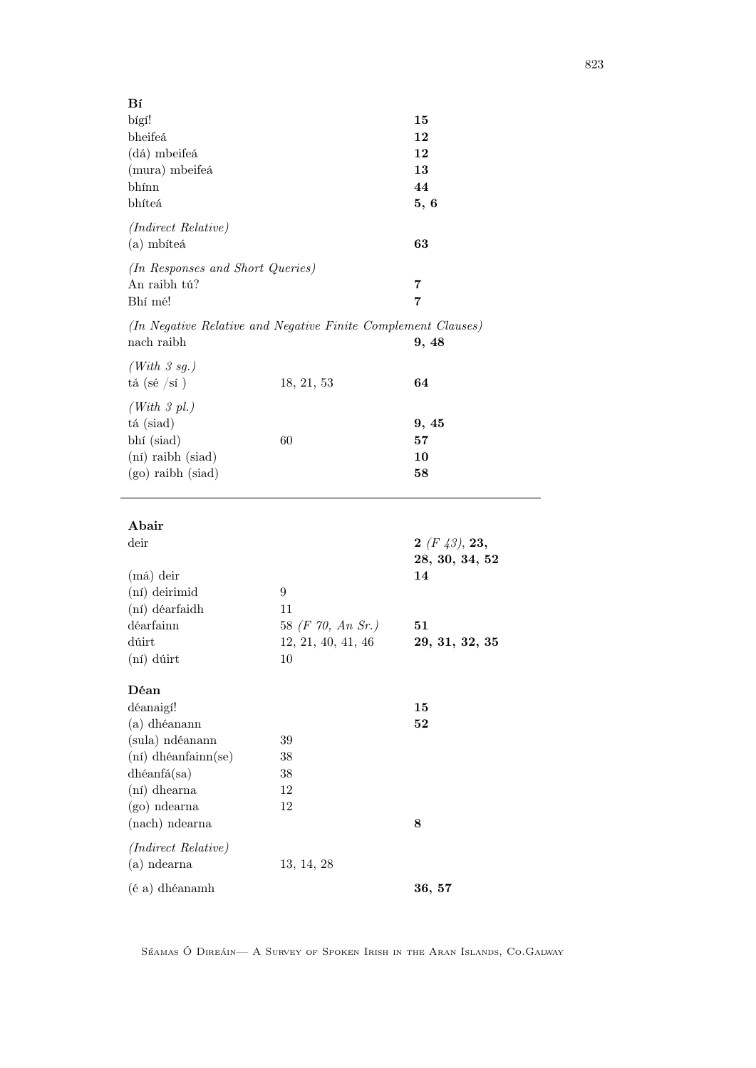| **Bí** | | |
|---|---|---|
| bígí! | | **15** |
| bheifeá | | **12** |
| (dá) mbeifeá | | **12** |
| (mura) mbeifeá | | **13** |
| bhínn | | **44** |
| bhíteá | | **5, 6** |
| *(Indirect Relative)* | | |
| (a) mbíteá | | **63** |
| *(In Responses and Short Queries)* | | |
| An raibh tú? | | **7** |
| Bhí mé! | | **7** |
| *(In Negative Relative and Negative Finite Complement Clauses)* | | |
| nach raibh | | **9, 48** |
| *(With 3 sg.)* | | |
| tá (sé /sí ) | 18, 21, 53 | **64** |
| *(With 3 pl.)* | | |
| tá (siad) | | **9, 45** |
| bhí (siad) | 60 | **57** |
| (ní) raibh (siad) | | **10** |
| (go) raibh (siad) | | **58** |

| **Abair** | | |
|---|---|---|
| deir | | **2** *(F 43)*, **23, 28, 30, 34, 52** |
| (má) deir | | **14** |
| (ní) deirimid | 9 | |
| (ní) déarfaidh | 11 | |
| déarfainn | 58 *(F 70, An Sr.)* | **51** |
| dúirt | 12, 21, 40, 41, 46 | **29, 31, 32, 35** |
| (ní) dúirt | 10 | |
| **Déan** | | |
| déanaigí! | | **15** |
| (a) dhéanann | | **52** |
| (sula) ndéanann | 39 | |
| (ní) dhéanfainn(se) | 38 | |
| dhéanfá(sa) | 38 | |
| (ní) dhearna | 12 | |
| (go) ndearna | 12 | |
| (nach) ndearna | | **8** |
| *(Indirect Relative)* | | |
| (a) ndearna | 13, 14, 28 | |
| (é a) dhéanamh | | **36, 57** |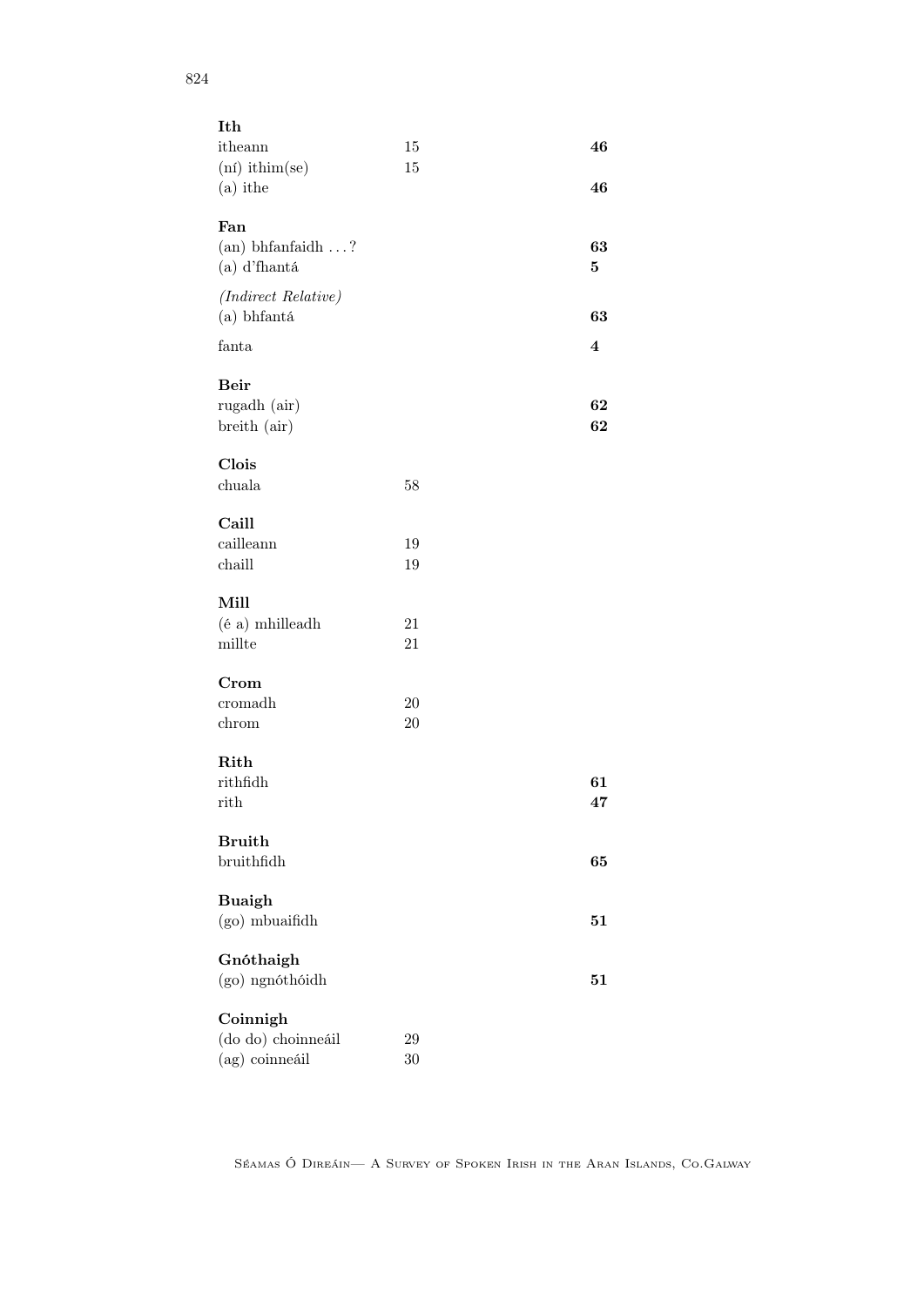| | | |
|---|---|---|
| **Ith** | | |
| itheann | 15 | **46** |
| (ní) ithim(se) | 15 | |
| (a) ithe | | **46** |
| **Fan** | | |
| (an) bhfanfaidh . . . ? | | **63** |
| (a) d'fhantá | | **5** |
| *(Indirect Relative)* | | |
| (a) bhfantá | | **63** |
| fanta | | **4** |
| **Beir** | | |
| rugadh (air) | | **62** |
| breith (air) | | **62** |
| **Clois** | | |
| chuala | 58 | |
| **Caill** | | |
| cailleann | 19 | |
| chaill | 19 | |
| **Mill** | | |
| (é a) mhilleadh | 21 | |
| millte | 21 | |
| **Crom** | | |
| cromadh | 20 | |
| chrom | 20 | |
| **Rith** | | |
| rithfidh | | **61** |
| rith | | **47** |
| **Bruith** | | |
| bruithfidh | | **65** |
| **Buaigh** | | |
| (go) mbuaifidh | | **51** |
| **Gnóthaigh** | | |
| (go) ngnóthóidh | | **51** |
| **Coinnigh** | | |
| (do do) choinneáil | 29 | |
| (ag) coinneáil | 30 | |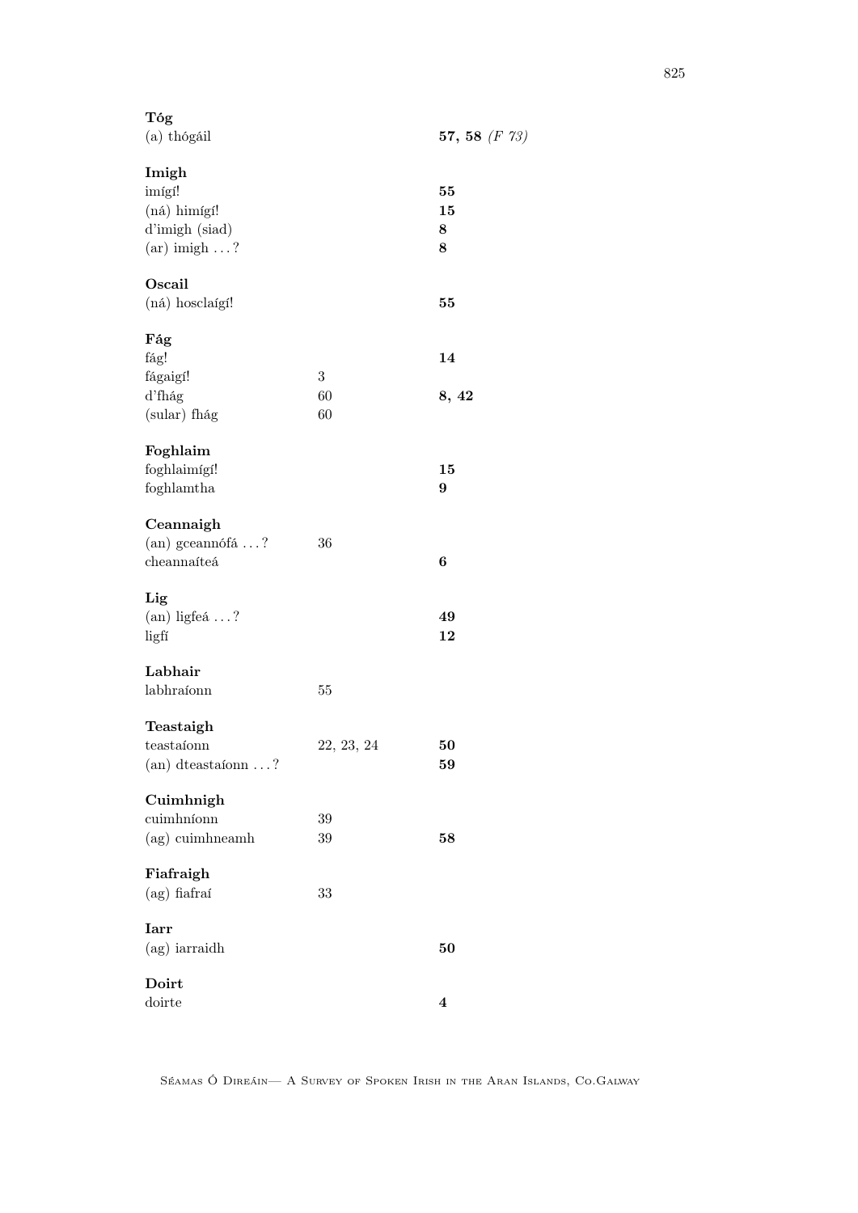**Tóg**

| | | |
|---|---|---|
| (a) thógáil | | **57, 58** *(F 73)* |

**Imigh**

| | | |
|---|---|---|
| imígí! | | **55** |
| (ná) himígí! | | **15** |
| d'imigh (siad) | | **8** |
| (ar) imigh ...? | | **8** |

**Oscail**

| | | |
|---|---|---|
| (ná) hosclaígí! | | **55** |

**Fág**

| | | |
|---|---|---|
| fág! | | **14** |
| fágaigí! | 3 | |
| d'fhág | 60 | **8, 42** |
| (sular) fhág | 60 | |

**Foghlaim**

| | | |
|---|---|---|
| foghlaimígí! | | **15** |
| foghlamtha | | **9** |

**Ceannaigh**

| | | |
|---|---|---|
| (an) gceannófá ...? | 36 | |
| cheannaíteá | | **6** |

**Lig**

| | | |
|---|---|---|
| (an) ligfeá ...? | | **49** |
| ligfí | | **12** |

**Labhair**

| | | |
|---|---|---|
| labhraíonn | 55 | |

**Teastaigh**

| | | |
|---|---|---|
| teastaíonn | 22, 23, 24 | **50** |
| (an) dteastaíonn ...? | | **59** |

**Cuimhnigh**

| | | |
|---|---|---|
| cuimhníonn | 39 | |
| (ag) cuimhneamh | 39 | **58** |

**Fiafraigh**

| | | |
|---|---|---|
| (ag) fiafraí | 33 | |

**Iarr**

| | | |
|---|---|---|
| (ag) iarraidh | | **50** |

**Doirt**

| | | |
|---|---|---|
| doirte | | **4** |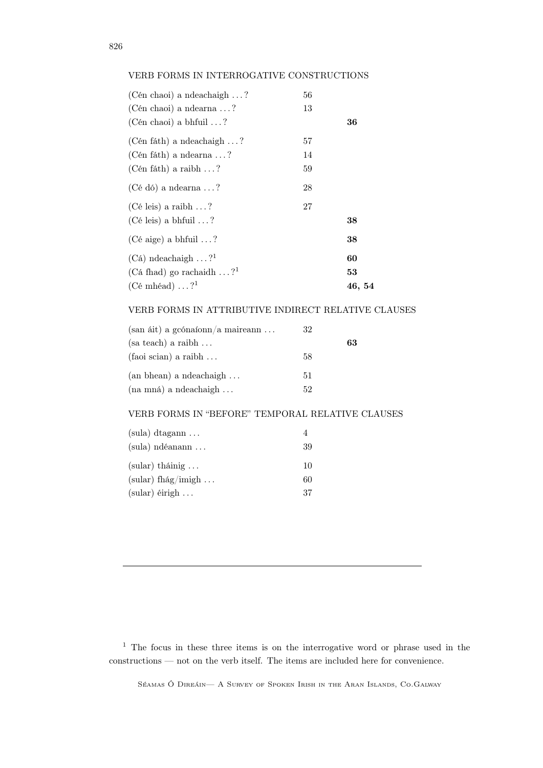## VERB FORMS IN INTERROGATIVE CONSTRUCTIONS

| | | |
|---|---|---|
| (Cén chaoi) a ndeachaigh . . . ? | 56 | |
| (Cén chaoi) a ndearna . . . ? | 13 | |
| (Cén chaoi) a bhfuil . . . ? | | **36** |
| (Cén fáth) a ndeachaigh . . . ? | 57 | |
| (Cén fáth) a ndearna . . . ? | 14 | |
| (Cén fáth) a raibh . . . ? | 59 | |
| (Cé dó) a ndearna . . . ? | 28 | |
| (Cé leis) a raibh . . . ? | 27 | |
| (Cé leis) a bhfuil . . . ? | | **38** |
| (Cé aige) a bhfuil . . . ? | | **38** |
| (Cá) ndeachaigh . . . ?[1] | | **60** |
| (Cá fhad) go rachaidh . . . ?[1] | | **53** |
| (Cé mhéad) . . . ?[1] | | **46, 54** |

## VERB FORMS IN ATTRIBUTIVE INDIRECT RELATIVE CLAUSES

| | | |
|---|---|---|
| (san áit) a gcónaíonn/a maireann . . . | 32 | |
| (sa teach) a raibh . . . | | **63** |
| (faoi scian) a raibh . . . | 58 | |
| (an bhean) a ndeachaigh . . . | 51 | |
| (na mná) a ndeachaigh . . . | 52 | |

## VERB FORMS IN "BEFORE" TEMPORAL RELATIVE CLAUSES

| | |
|---|---|
| (sula) dtagann . . . | 4 |
| (sula) ndéanann . . . | 39 |
| (sular) tháinig . . . | 10 |
| (sular) fhág/imigh . . . | 60 |
| (sular) éirigh . . . | 37 |

---

[1] The focus in these three items is on the interrogative word or phrase used in the constructions — not on the verb itself. The items are included here for convenience.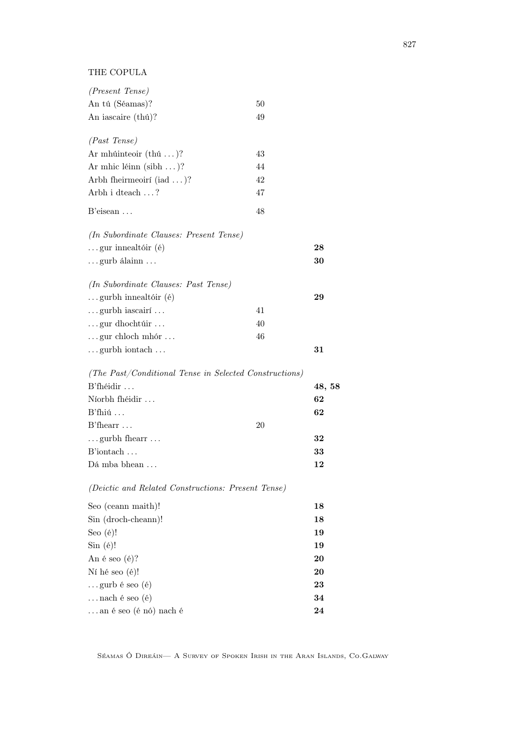THE COPULA

| | | |
|---|---|---|
| *(Present Tense)* | | |
| An tú (Séamas)? | 50 | |
| An iascaire (thú)? | 49 | |
| *(Past Tense)* | | |
| Ar mhúinteoir (thú . . . )? | 43 | |
| Ar mhic léinn (sibh . . . )? | 44 | |
| Arbh fheirmeoirí (iad . . . )? | 42 | |
| Arbh i dteach . . . ? | 47 | |
| B'eisean . . . | 48 | |
| *(In Subordinate Clauses: Present Tense)* | | |
| . . . gur innealtóir (é) | | **28** |
| . . . gurb álainn . . . | | **30** |
| *(In Subordinate Clauses: Past Tense)* | | |
| . . . gurbh innealtóir (é) | | **29** |
| . . . gurbh iascairí . . . | 41 | |
| . . . gur dhochtúir . . . | 40 | |
| . . . gur chloch mhór . . . | 46 | |
| . . . gurbh iontach . . . | | **31** |
| *(The Past/Conditional Tense in Selected Constructions)* | | |
| B'fhéidir . . . | | **48, 58** |
| Níorbh fhéidir . . . | | **62** |
| B'fhiú . . . | | **62** |
| B'fhearr . . . | 20 | |
| . . . gurbh fhearr . . . | | **32** |
| B'iontach . . . | | **33** |
| Dá mba bhean . . . | | **12** |
| *(Deictic and Related Constructions: Present Tense)* | | |
| Seo (ceann maith)! | | **18** |
| Sin (droch-cheann)! | | **18** |
| Seo (é)! | | **19** |
| Sin (é)! | | **19** |
| An é seo (é)? | | **20** |
| Ní hé seo (é)! | | **20** |
| . . . gurb é seo (é) | | **23** |
| . . . nach é seo (é) | | **34** |
| . . . an é seo (é nó) nach é | | **24** |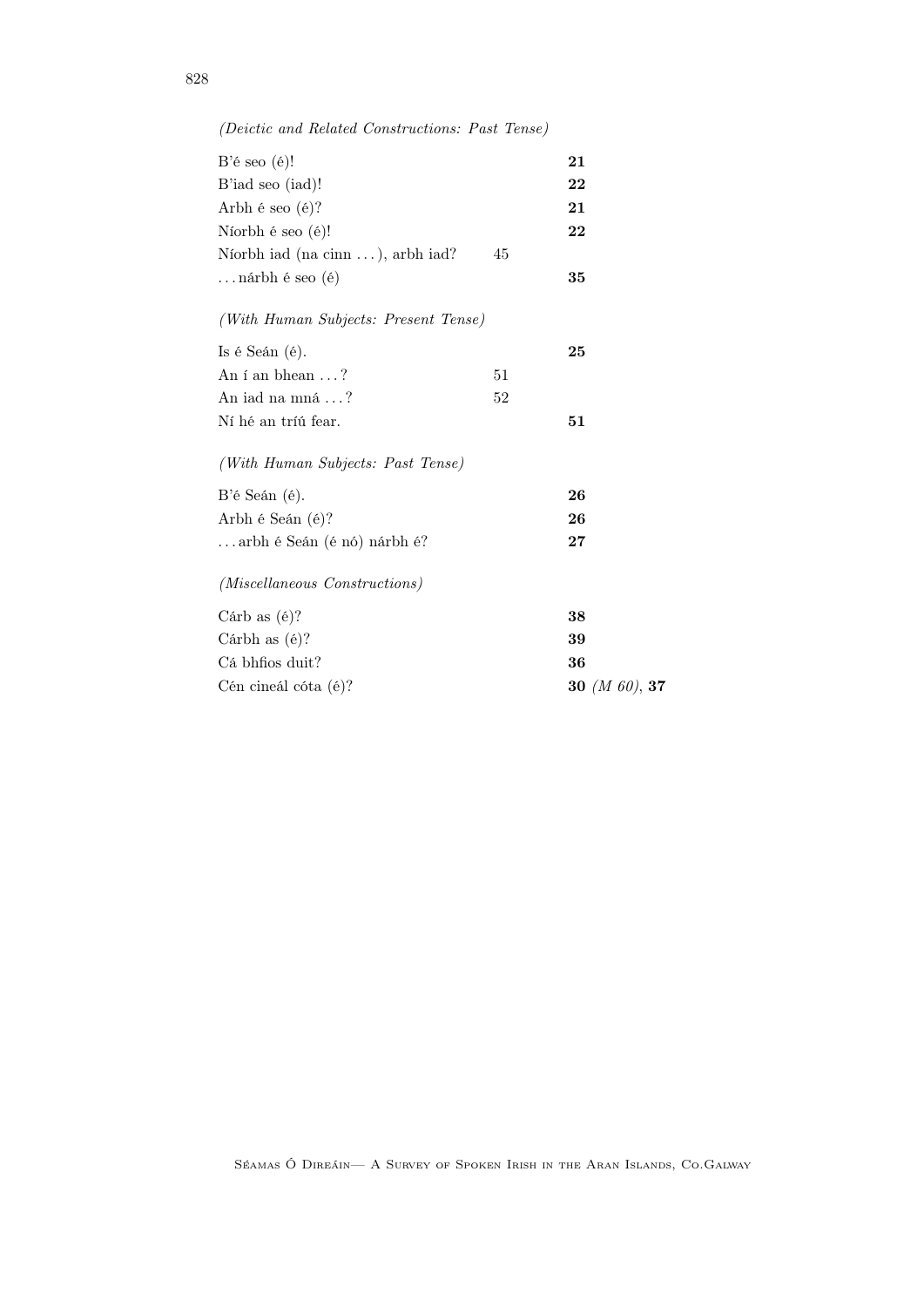*(Deictic and Related Constructions: Past Tense)*

| | | |
|---|---|---|
| B'é seo (é)! | | **21** |
| B'iad seo (iad)! | | **22** |
| Arbh é seo (é)? | | **21** |
| Níorbh é seo (é)! | | **22** |
| Níorbh iad (na cinn ...), arbh iad? | 45 | |
| ... nárbh é seo (é) | | **35** |

*(With Human Subjects: Present Tense)*

| | | |
|---|---|---|
| Is é Seán (é). | | **25** |
| An í an bhean ...? | 51 | |
| An iad na mná ...? | 52 | |
| Ní hé an tríú fear. | | **51** |

*(With Human Subjects: Past Tense)*

| | | |
|---|---|---|
| B'é Seán (é). | | **26** |
| Arbh é Seán (é)? | | **26** |
| ... arbh é Seán (é nó) nárbh é? | | **27** |

*(Miscellaneous Constructions)*

| | | |
|---|---|---|
| Cárb as (é)? | | **38** |
| Cárbh as (é)? | | **39** |
| Cá bhfios duit? | | **36** |
| Cén cineál cóta (é)? | | **30** *(M 60)*, **37** |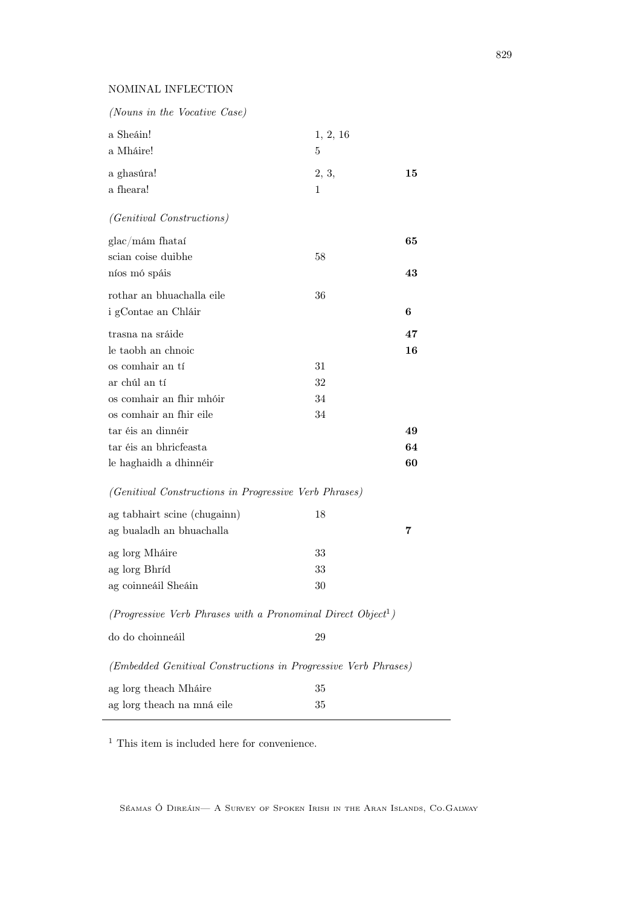NOMINAL INFLECTION

*(Nouns in the Vocative Case)*

| | | |
|---|---|---|
| a Sheáin! | 1, 2, 16 | |
| a Mháire! | 5 | |
| a ghasúra! | 2, 3, | **15** |
| a fheara! | 1 | |

*(Genitival Constructions)*

| | | |
|---|---|---|
| glac/mám fhataí | | **65** |
| scian coise duibhe | 58 | |
| níos mó spáis | | **43** |
| rothar an bhuachalla eile | 36 | |
| i gContae an Chláir | | **6** |
| trasna na sráide | | **47** |
| le taobh an chnoic | | **16** |
| os comhair an tí | 31 | |
| ar chúl an tí | 32 | |
| os comhair an fhir mhóir | 34 | |
| os comhair an fhir eile | 34 | |
| tar éis an dinnéir | | **49** |
| tar éis an bhricfeasta | | **64** |
| le haghaidh a dhinnéir | | **60** |

*(Genitival Constructions in Progressive Verb Phrases)*

| | | |
|---|---|---|
| ag tabhairt scine (chugainn) | 18 | |
| ag bualadh an bhuachalla | | **7** |
| ag lorg Mháire | 33 | |
| ag lorg Bhríd | 33 | |
| ag coinneáil Sheáin | 30 | |

*(Progressive Verb Phrases with a Pronominal Direct Object[1])*

| | | |
|---|---|---|
| do do choinneáil | 29 | |

*(Embedded Genitival Constructions in Progressive Verb Phrases)*

| | | |
|---|---|---|
| ag lorg theach Mháire | 35 | |
| ag lorg theach na mná eile | 35 | |

[1] This item is included here for convenience.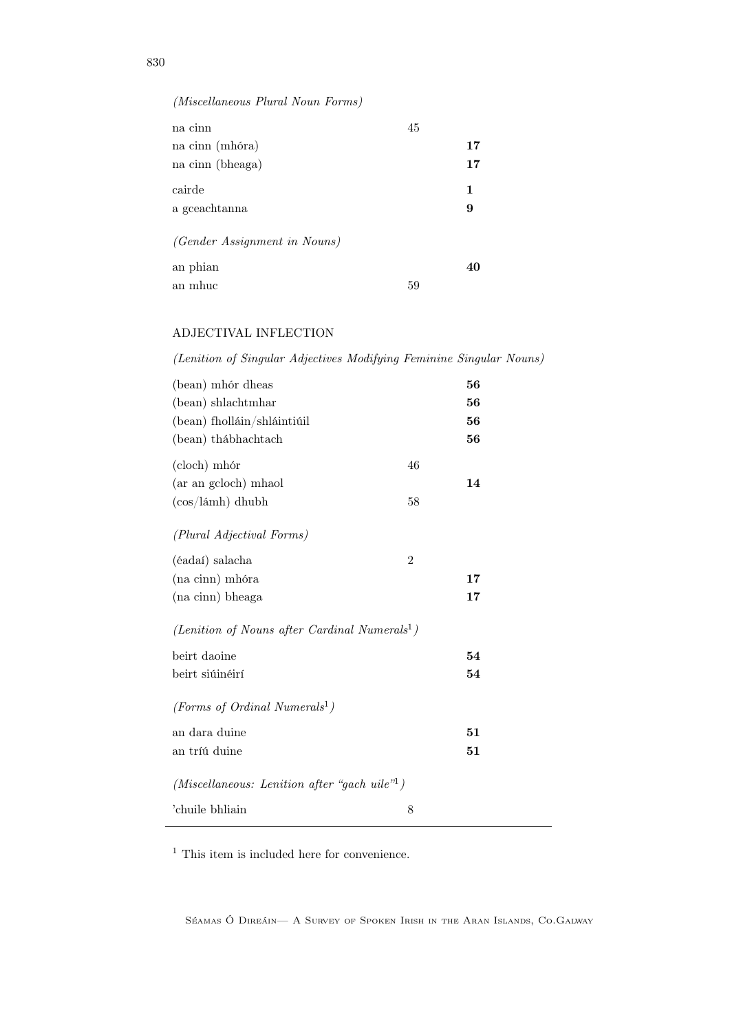*(Miscellaneous Plural Noun Forms)*

| | | |
|---|---|---|
| na cinn | 45 | |
| na cinn (mhóra) | | **17** |
| na cinn (bheaga) | | **17** |
| cairde | | **1** |
| a gceachtanna | | **9** |

*(Gender Assignment in Nouns)*

| | | |
|---|---|---|
| an phian | | **40** |
| an mhuc | 59 | |

ADJECTIVAL INFLECTION

*(Lenition of Singular Adjectives Modifying Feminine Singular Nouns)*

| | | |
|---|---|---|
| (bean) mhór dheas | | **56** |
| (bean) shlachtmhar | | **56** |
| (bean) fholláin/shláintiúil | | **56** |
| (bean) thábhachtach | | **56** |
| (cloch) mhór | 46 | |
| (ar an gcloch) mhaol | | **14** |
| (cos/lámh) dhubh | 58 | |

*(Plural Adjectival Forms)*

| | | |
|---|---|---|
| (éadaí) salacha | 2 | |
| (na cinn) mhóra | | **17** |
| (na cinn) bheaga | | **17** |

*(Lenition of Nouns after Cardinal Numerals[1])*

| | | |
|---|---|---|
| beirt daoine | | **54** |
| beirt siúinéirí | | **54** |

*(Forms of Ordinal Numerals[1])*

| | | |
|---|---|---|
| an dara duine | | **51** |
| an tríú duine | | **51** |

*(Miscellaneous: Lenition after "gach uile"[1])*

| | | |
|---|---|---|
| 'chuile bhliain | 8 | |

[1] This item is included here for convenience.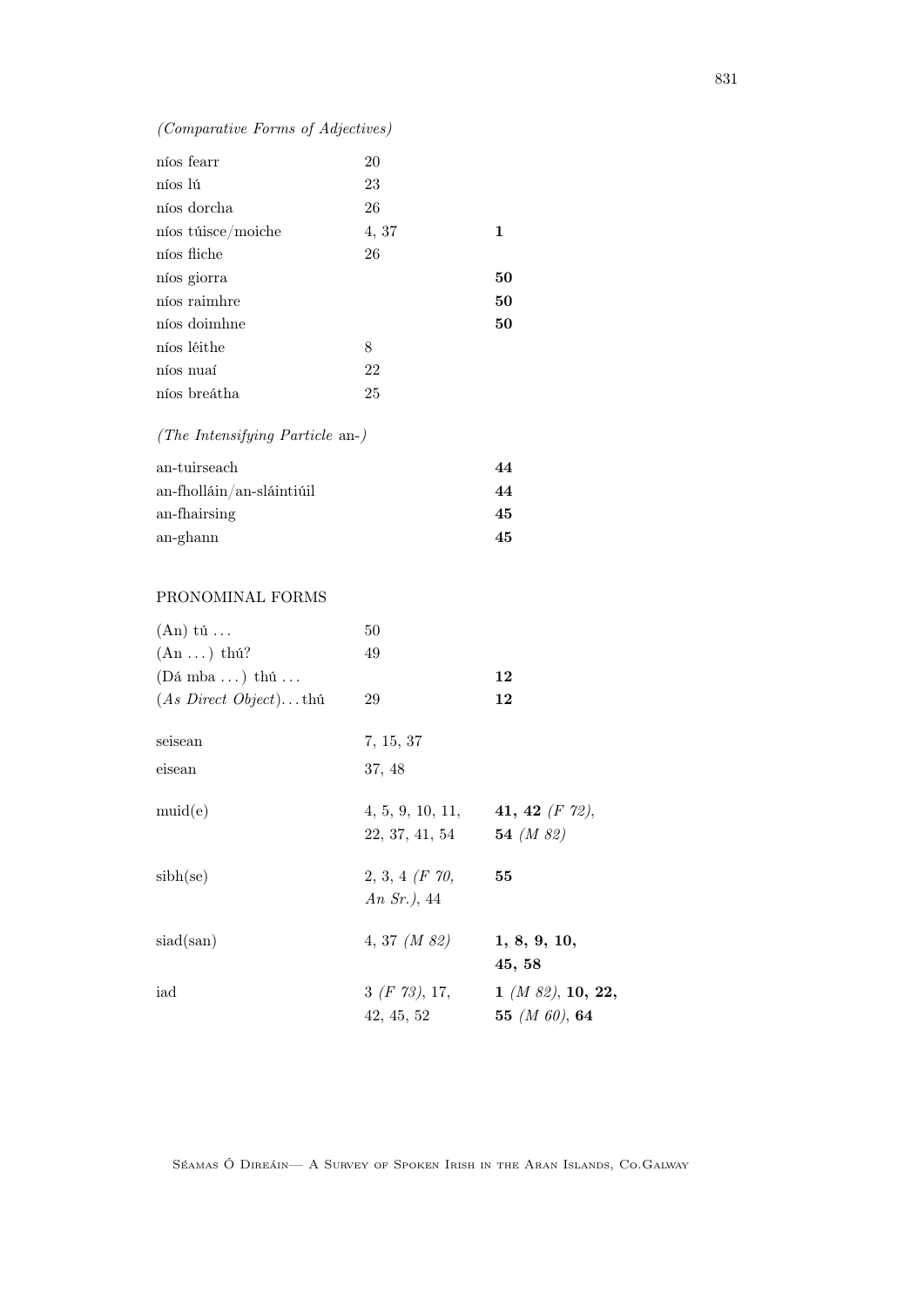*(Comparative Forms of Adjectives)*

| | | |
|---|---|---|
| níos fearr | 20 | |
| níos lú | 23 | |
| níos dorcha | 26 | |
| níos túisce/moiche | 4, 37 | **1** |
| níos fliche | 26 | |
| níos giorra | | **50** |
| níos raimhre | | **50** |
| níos doimhne | | **50** |
| níos léithe | 8 | |
| níos nuaí | 22 | |
| níos breátha | 25 | |

*(The Intensifying Particle* an-*)*

| | | |
|---|---|---|
| an-tuirseach | | **44** |
| an-fholláin/an-sláintiúil | | **44** |
| an-fhairsing | | **45** |
| an-ghann | | **45** |

PRONOMINAL FORMS

| | | |
|---|---|---|
| (An) tú ... | 50 | |
| (An ...) thú? | 49 | |
| (Dá mba ...) thú ... | | **12** |
| (*As Direct Object*)... thú | 29 | **12** |
| seisean | 7, 15, 37 | |
| eisean | 37, 48 | |
| muid(e) | 4, 5, 9, 10, 11, 22, 37, 41, 54 | **41, 42** *(F 72)*, **54** *(M 82)* |
| sibh(se) | 2, 3, 4 *(F 70, An Sr.)*, 44 | **55** |
| siad(san) | 4, 37 *(M 82)* | **1, 8, 9, 10, 45, 58** |
| iad | 3 *(F 73)*, 17, 42, 45, 52 | **1** *(M 82)*, **10, 22, 55** *(M 60)*, **64** |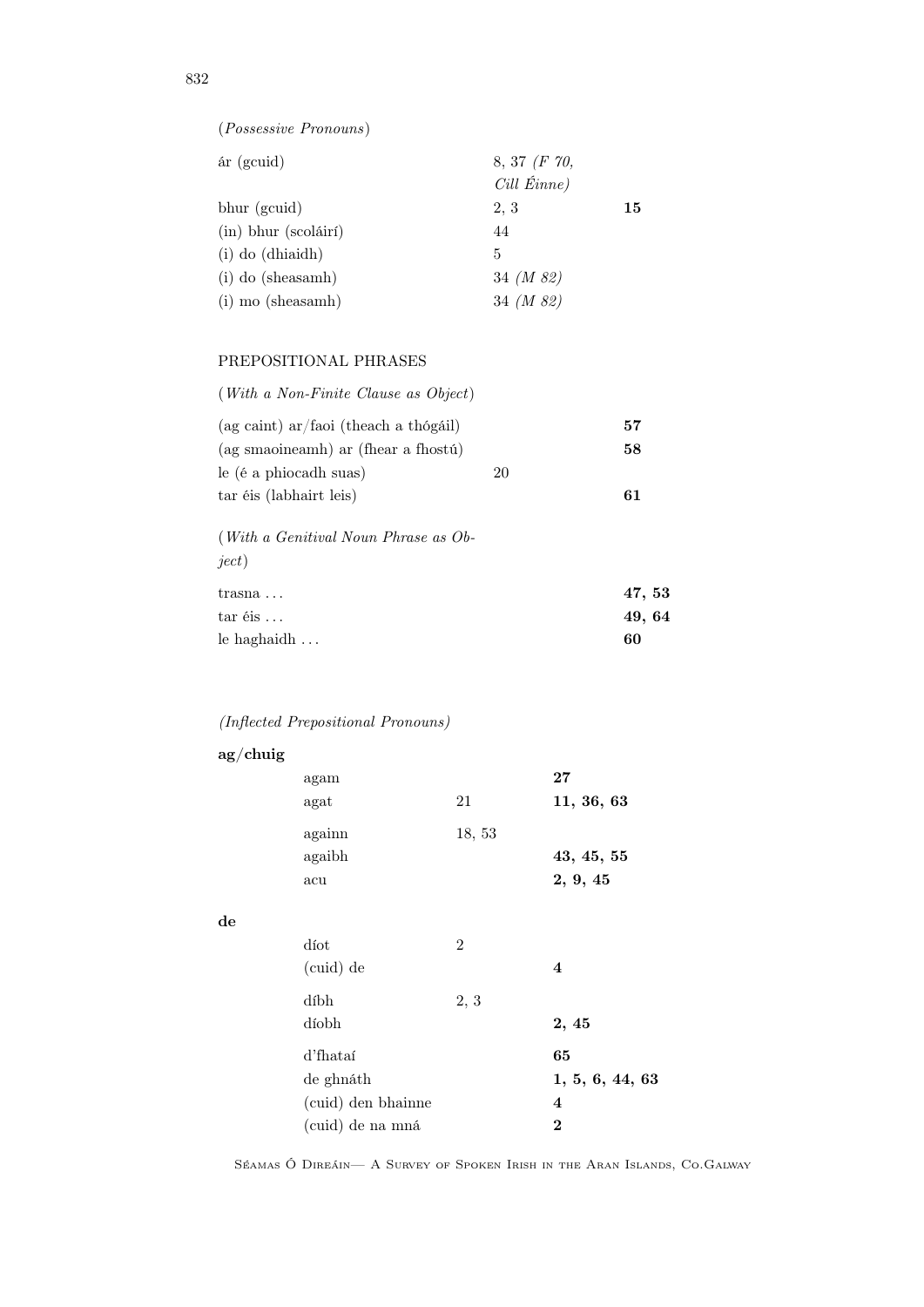(*Possessive Pronouns*)

| | | |
|---|---|---|
| ár (gcuid) | 8, 37 *(F 70, Cill Éinne)* | |
| bhur (gcuid) | 2, 3 | **15** |
| (in) bhur (scoláirí) | 44 | |
| (i) do (dhiaidh) | 5 | |
| (i) do (sheasamh) | 34 *(M 82)* | |
| (i) mo (sheasamh) | 34 *(M 82)* | |

PREPOSITIONAL PHRASES

(*With a Non-Finite Clause as Object*)

| | | |
|---|---|---|
| (ag caint) ar/faoi (theach a thógáil) | | **57** |
| (ag smaoineamh) ar (fhear a fhostú) | | **58** |
| le (é a phiocadh suas) | 20 | |
| tar éis (labhairt leis) | | **61** |

(*With a Genitival Noun Phrase as Object*)

| | | |
|---|---|---|
| trasna ... | | **47, 53** |
| tar éis ... | | **49, 64** |
| le haghaidh ... | | **60** |

*(Inflected Prepositional Pronouns)*

| | | | |
|---|---|---|---|
| **ag/chuig** | | | |
| | agam | | **27** |
| | agat | 21 | **11, 36, 63** |
| | againn | 18, 53 | |
| | agaibh | | **43, 45, 55** |
| | acu | | **2, 9, 45** |
| **de** | | | |
| | díot | 2 | |
| | (cuid) de | | **4** |
| | díbh | 2, 3 | |
| | díobh | | **2, 45** |
| | d'fhataí | | **65** |
| | de ghnáth | | **1, 5, 6, 44, 63** |
| | (cuid) den bhainne | | **4** |
| | (cuid) de na mná | | **2** |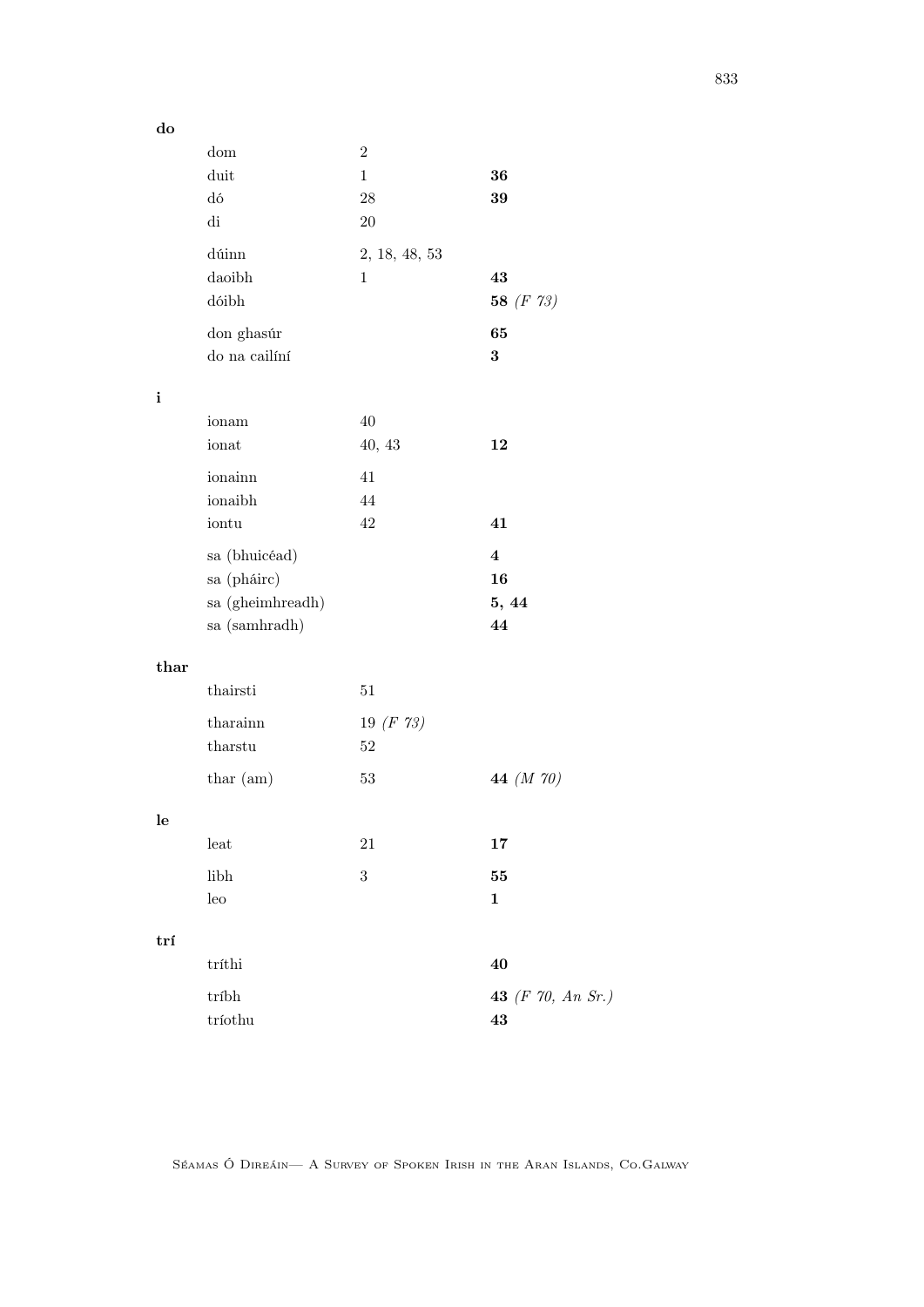**do**

| | | |
|---|---|---|
| dom | 2 | |
| duit | 1 | **36** |
| dó | 28 | **39** |
| di | 20 | |
| dúinn | 2, 18, 48, 53 | |
| daoibh | 1 | **43** |
| dóibh | | **58** *(F 73)* |
| don ghasúr | | **65** |
| do na cailíní | | **3** |

**i**

| | | |
|---|---|---|
| ionam | 40 | |
| ionat | 40, 43 | **12** |
| ionainn | 41 | |
| ionaibh | 44 | |
| iontu | 42 | **41** |
| sa (bhuicéad) | | **4** |
| sa (pháirc) | | **16** |
| sa (gheimhreadh) | | **5, 44** |
| sa (samhradh) | | **44** |

**thar**

| | | |
|---|---|---|
| thairsti | 51 | |
| tharainn | 19 *(F 73)* | |
| tharstu | 52 | |
| thar (am) | 53 | **44** *(M 70)* |

**le**

| | | |
|---|---|---|
| leat | 21 | **17** |
| libh | 3 | **55** |
| leo | | **1** |

**trí**

| | | |
|---|---|---|
| tríthi | | **40** |
| tríbh | | **43** *(F 70, An Sr.)* |
| tríothu | | **43** |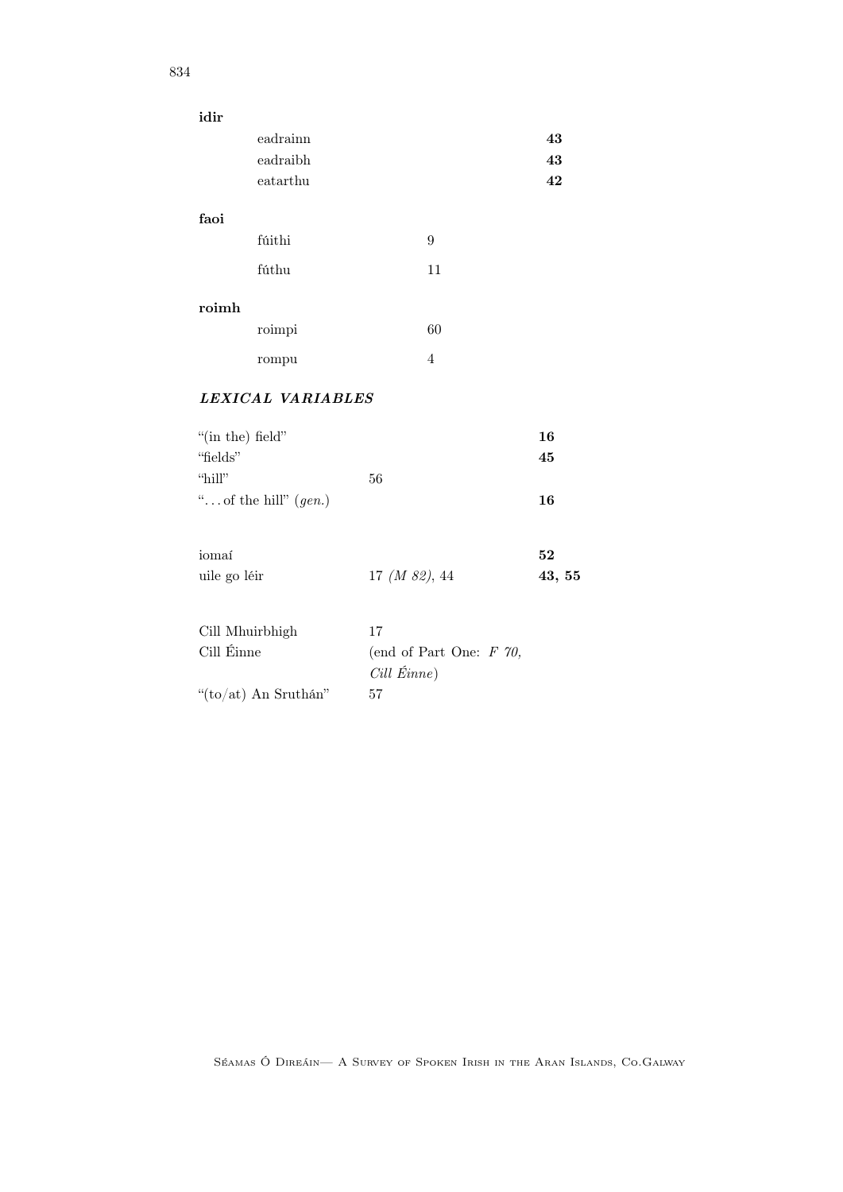| | | |
|---|---|---|
| **idir** | | |
| eadrainn | | **43** |
| eadraibh | | **43** |
| eatarthu | | **42** |
| **faoi** | | |
| fúithi | 9 | |
| fúthu | 11 | |
| **roimh** | | |
| roimpi | 60 | |
| rompu | 4 | |

### *LEXICAL VARIABLES*

| | | |
|---|---|---|
| "(in the) field" | | **16** |
| "fields" | | **45** |
| "hill" | 56 | |
| "...of the hill" (*gen.*) | | **16** |
| iomaí | | **52** |
| uile go léir | 17 *(M 82)*, 44 | **43, 55** |
| Cill Mhuirbhigh | 17 | |
| Cill Éinne | (end of Part One: *F 70, Cill Éinne*) | |
| "(to/at) An Sruthán" | 57 | |